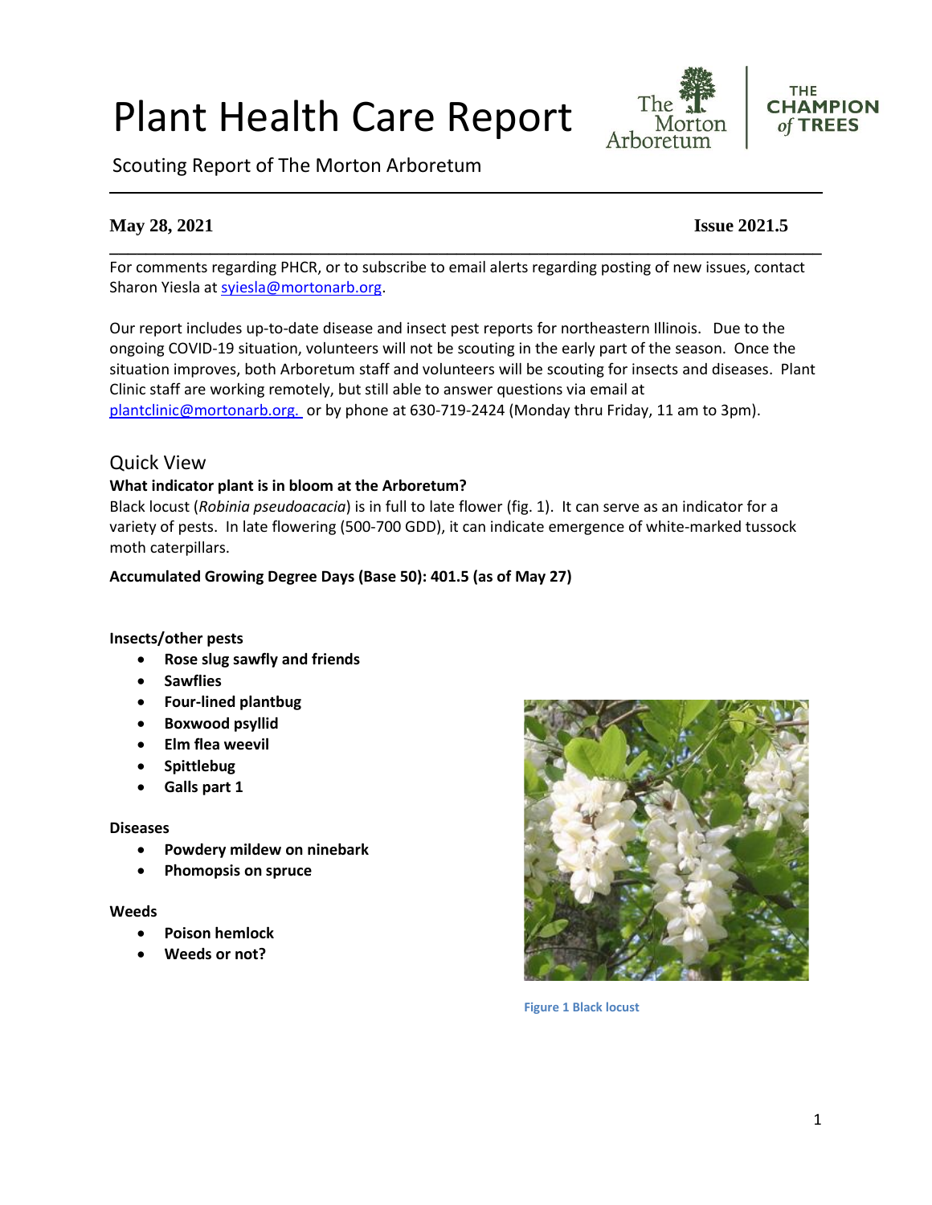# Plant Health Care Report

Scouting Report of The Morton Arboretum

**May 28, 2021** **Issue 2021.5**

For comments regarding PHCR, or to subscribe to email alerts regarding posting of new issues, contact Sharon Yiesla at syiesla@mortonarb.org.

Our report includes up-to-date disease and insect pest reports for northeastern Illinois. Due to the ongoing COVID-19 situation, volunteers will not be scouting in the early part of the season. Once the situation improves, both Arboretum staff and volunteers will be scouting for insects and diseases. Plant Clinic staff are working remotely, but still able to answer questions via email at plantclinic@mortonarb.org. or by phone at 630-719-2424 (Monday thru Friday, 11 am to 3pm).

## Quick View

**What indicator plant is in bloom at the Arboretum?**

Black locust (*Robinia pseudoacacia*) is in full to late flower (fig. 1). It can serve as an indicator for a variety of pests. In late flowering (500-700 GDD), it can indicate emergence of white-marked tussock moth caterpillars.

**Accumulated Growing Degree Days (Base 50): 401.5 (as of May 27)**

**Insects/other pests**

- **Rose slug sawfly and friends**
- **Sawflies**
- **Four-lined plantbug**
- **Boxwood psyllid**
- **Elm flea weevil**
- **Spittlebug**
- **Galls part 1**

**Diseases**

- **Powdery mildew on ninebark**
- **Phomopsis on spruce**

**Weeds**

- **Poison hemlock**
- **Weeds or not?**

Figure 1 Black locust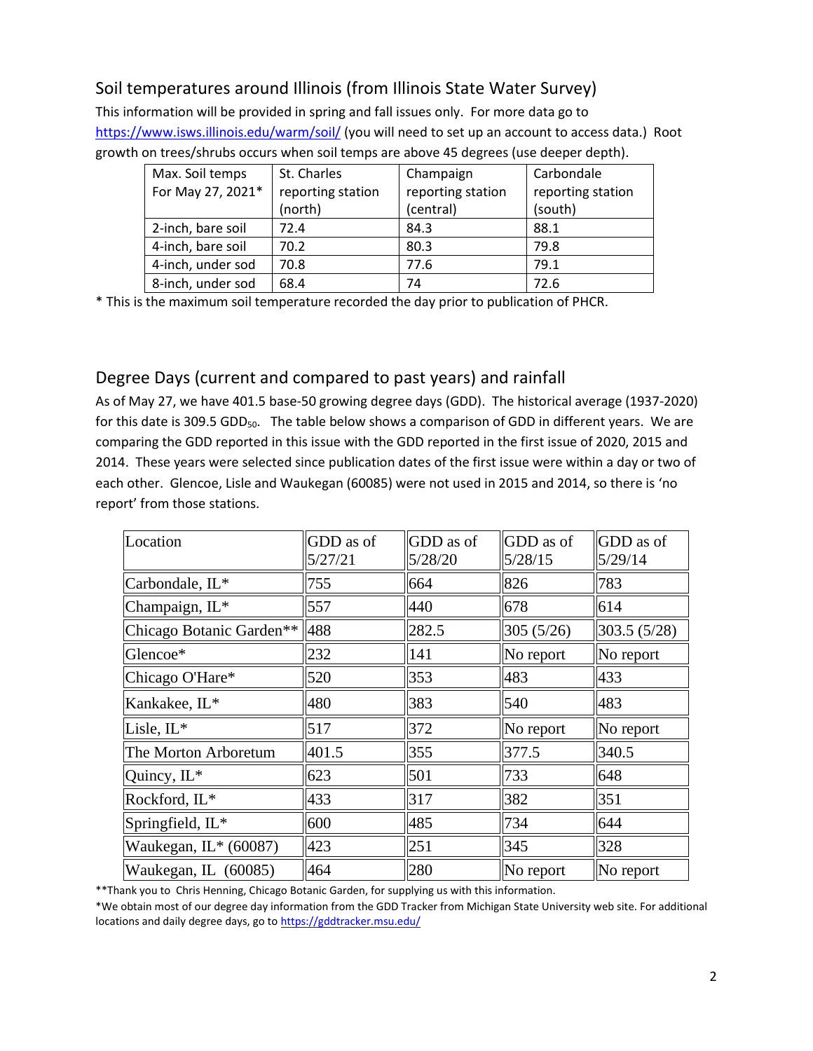## Soil temperatures around Illinois (from Illinois State Water Survey)

This information will be provided in spring and fall issues only. For more data go to https://www.isws.illinois.edu/warm/soil/ (you will need to set up an account to access data.) Root growth on trees/shrubs occurs when soil temps are above 45 degrees (use deeper depth).

| Max. Soil temps For May 27, 2021* | St. Charles reporting station (north) | Champaign reporting station (central) | Carbondale reporting station (south) |
|---|---|---|---|
| 2-inch, bare soil | 72.4 | 84.3 | 88.1 |
| 4-inch, bare soil | 70.2 | 80.3 | 79.8 |
| 4-inch, under sod | 70.8 | 77.6 | 79.1 |
| 8-inch, under sod | 68.4 | 74 | 72.6 |

* This is the maximum soil temperature recorded the day prior to publication of PHCR.

## Degree Days (current and compared to past years) and rainfall

As of May 27, we have 401.5 base-50 growing degree days (GDD). The historical average (1937-2020) for this date is 309.5 $GDD_{50}$. The table below shows a comparison of GDD in different years. We are comparing the GDD reported in this issue with the GDD reported in the first issue of 2020, 2015 and 2014. These years were selected since publication dates of the first issue were within a day or two of each other. Glencoe, Lisle and Waukegan (60085) were not used in 2015 and 2014, so there is 'no report' from those stations.

| Location | GDD as of 5/27/21 | GDD as of 5/28/20 | GDD as of 5/28/15 | GDD as of 5/29/14 |
|---|---|---|---|---|
| Carbondale, IL* | 755 | 664 | 826 | 783 |
| Champaign, IL* | 557 | 440 | 678 | 614 |
| Chicago Botanic Garden** | 488 | 282.5 | 305 (5/26) | 303.5 (5/28) |
| Glencoe* | 232 | 141 | No report | No report |
| Chicago O'Hare* | 520 | 353 | 483 | 433 |
| Kankakee, IL* | 480 | 383 | 540 | 483 |
| Lisle, IL* | 517 | 372 | No report | No report |
| The Morton Arboretum | 401.5 | 355 | 377.5 | 340.5 |
| Quincy, IL* | 623 | 501 | 733 | 648 |
| Rockford, IL* | 433 | 317 | 382 | 351 |
| Springfield, IL* | 600 | 485 | 734 | 644 |
| Waukegan, IL* (60087) | 423 | 251 | 345 | 328 |
| Waukegan, IL (60085) | 464 | 280 | No report | No report |

**Thank you to Chris Henning, Chicago Botanic Garden, for supplying us with this information.

*We obtain most of our degree day information from the GDD Tracker from Michigan State University web site. For additional locations and daily degree days, go to https://gddtracker.msu.edu/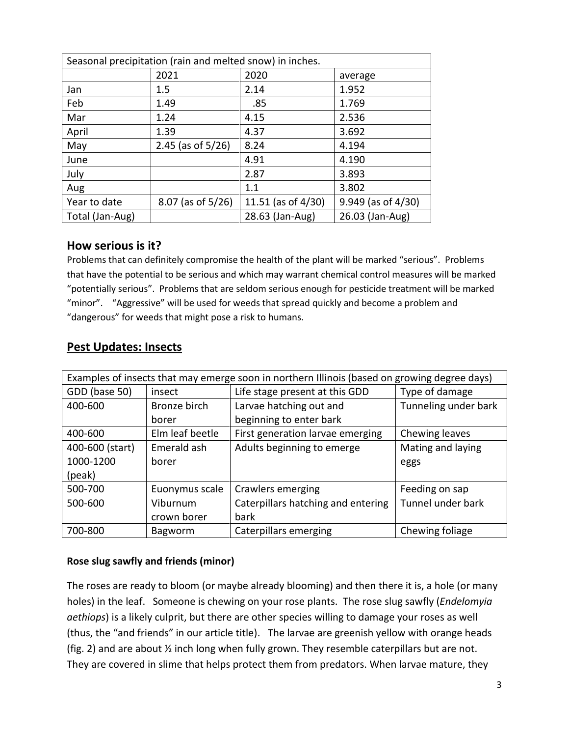| Seasonal precipitation (rain and melted snow) in inches. | | | |
|---|---|---|---|
| | 2021 | 2020 | average |
| Jan | 1.5 | 2.14 | 1.952 |
| Feb | 1.49 | .85 | 1.769 |
| Mar | 1.24 | 4.15 | 2.536 |
| April | 1.39 | 4.37 | 3.692 |
| May | 2.45 (as of 5/26) | 8.24 | 4.194 |
| June | | 4.91 | 4.190 |
| July | | 2.87 | 3.893 |
| Aug | | 1.1 | 3.802 |
| Year to date | 8.07 (as of 5/26) | 11.51 (as of 4/30) | 9.949 (as of 4/30) |
| Total (Jan-Aug) | | 28.63 (Jan-Aug) | 26.03 (Jan-Aug) |

## How serious is it?

Problems that can definitely compromise the health of the plant will be marked "serious". Problems that have the potential to be serious and which may warrant chemical control measures will be marked "potentially serious". Problems that are seldom serious enough for pesticide treatment will be marked "minor". "Aggressive" will be used for weeds that spread quickly and become a problem and "dangerous" for weeds that might pose a risk to humans.

## Pest Updates: Insects

| Examples of insects that may emerge soon in northern Illinois (based on growing degree days) | | | |
|---|---|---|---|
| GDD (base 50) | insect | Life stage present at this GDD | Type of damage |
| 400-600 | Bronze birch borer | Larvae hatching out and beginning to enter bark | Tunneling under bark |
| 400-600 | Elm leaf beetle | First generation larvae emerging | Chewing leaves |
| 400-600 (start) 1000-1200 (peak) | Emerald ash borer | Adults beginning to emerge | Mating and laying eggs |
| 500-700 | Euonymus scale | Crawlers emerging | Feeding on sap |
| 500-600 | Viburnum crown borer | Caterpillars hatching and entering bark | Tunnel under bark |
| 700-800 | Bagworm | Caterpillars emerging | Chewing foliage |

**Rose slug sawfly and friends (minor)**

The roses are ready to bloom (or maybe already blooming) and then there it is, a hole (or many holes) in the leaf. Someone is chewing on your rose plants. The rose slug sawfly (*Endelomyia aethiops*) is a likely culprit, but there are other species willing to damage your roses as well (thus, the "and friends" in our article title). The larvae are greenish yellow with orange heads (fig. 2) and are about ½ inch long when fully grown. They resemble caterpillars but are not. They are covered in slime that helps protect them from predators. When larvae mature, they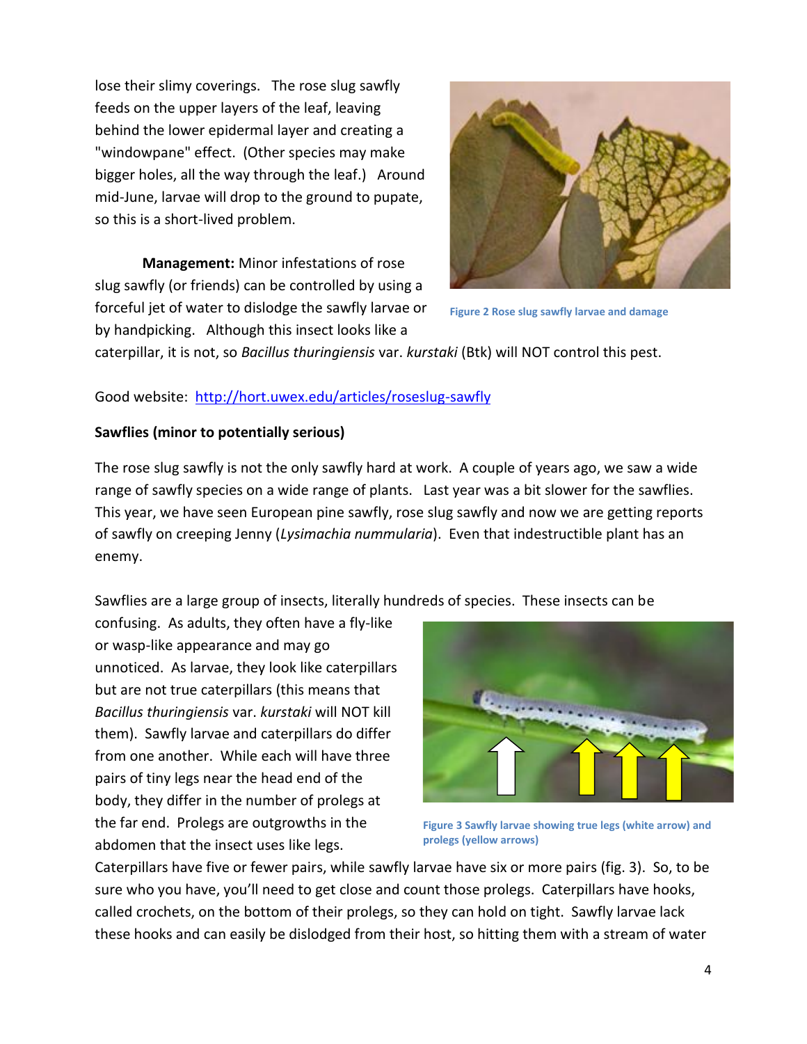lose their slimy coverings. The rose slug sawfly feeds on the upper layers of the leaf, leaving behind the lower epidermal layer and creating a "windowpane" effect. (Other species may make bigger holes, all the way through the leaf.) Around mid-June, larvae will drop to the ground to pupate, so this is a short-lived problem.

Figure 2 Rose slug sawfly larvae and damage

**Management:** Minor infestations of rose slug sawfly (or friends) can be controlled by using a forceful jet of water to dislodge the sawfly larvae or by handpicking. Although this insect looks like a caterpillar, it is not, so *Bacillus thuringiensis* var. *kurstaki* (Btk) will NOT control this pest.

Good website: [http://hort.uwex.edu/articles/roseslug-sawfly](http://hort.uwex.edu/articles/roseslug-sawfly)

**Sawflies (minor to potentially serious)**

The rose slug sawfly is not the only sawfly hard at work. A couple of years ago, we saw a wide range of sawfly species on a wide range of plants. Last year was a bit slower for the sawflies. This year, we have seen European pine sawfly, rose slug sawfly and now we are getting reports of sawfly on creeping Jenny (*Lysimachia nummularia*). Even that indestructible plant has an enemy.

Sawflies are a large group of insects, literally hundreds of species. These insects can be confusing. As adults, they often have a fly-like or wasp-like appearance and may go unnoticed. As larvae, they look like caterpillars but are not true caterpillars (this means that *Bacillus thuringiensis* var. *kurstaki* will NOT kill them). Sawfly larvae and caterpillars do differ from one another. While each will have three pairs of tiny legs near the head end of the body, they differ in the number of prolegs at the far end. Prolegs are outgrowths in the abdomen that the insect uses like legs. Caterpillars have five or fewer pairs, while sawfly larvae have six or more pairs (fig. 3). So, to be sure who you have, you'll need to get close and count those prolegs. Caterpillars have hooks, called crochets, on the bottom of their prolegs, so they can hold on tight. Sawfly larvae lack these hooks and can easily be dislodged from their host, so hitting them with a stream of water

Figure 3 Sawfly larvae showing true legs (white arrow) and prolegs (yellow arrows)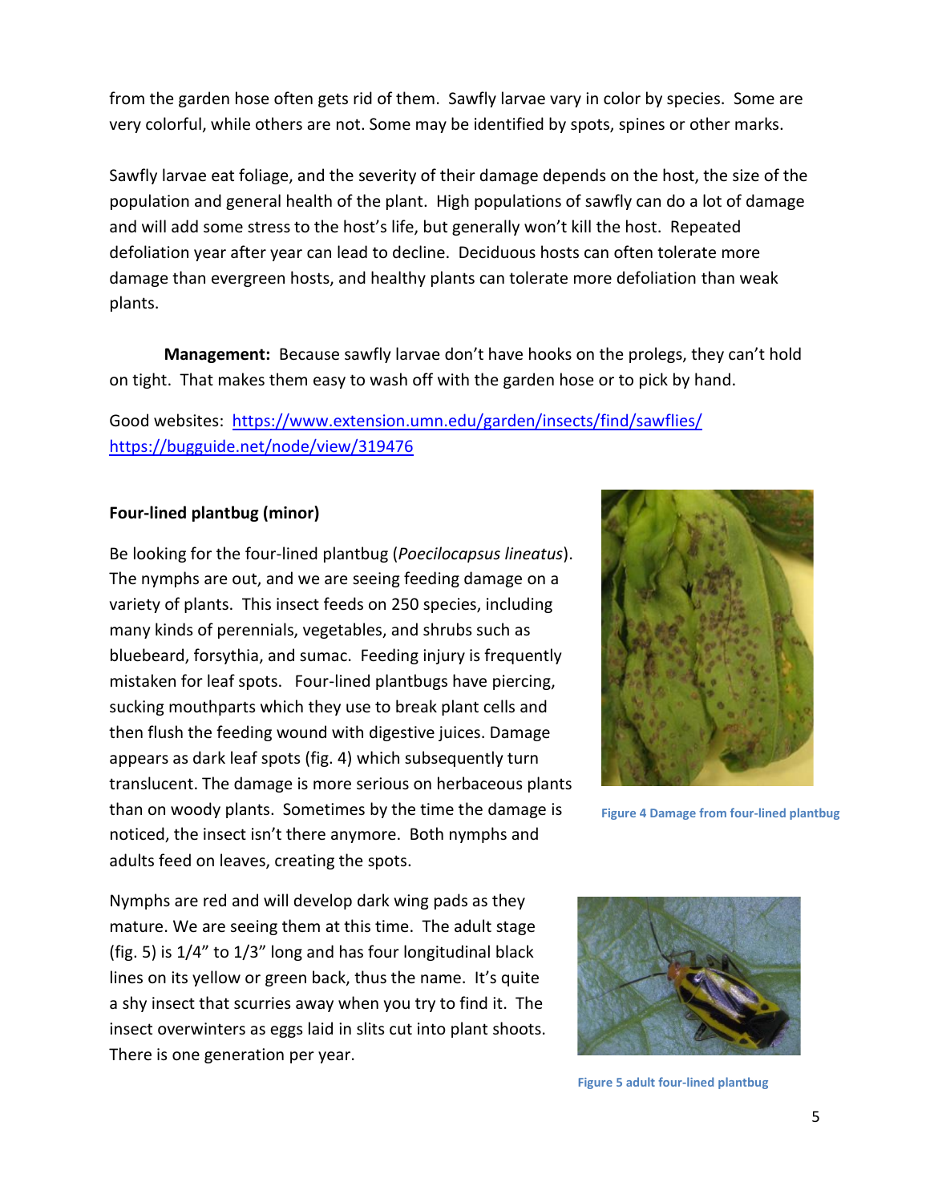from the garden hose often gets rid of them. Sawfly larvae vary in color by species. Some are very colorful, while others are not. Some may be identified by spots, spines or other marks.

Sawfly larvae eat foliage, and the severity of their damage depends on the host, the size of the population and general health of the plant. High populations of sawfly can do a lot of damage and will add some stress to the host's life, but generally won't kill the host. Repeated defoliation year after year can lead to decline. Deciduous hosts can often tolerate more damage than evergreen hosts, and healthy plants can tolerate more defoliation than weak plants.

**Management:** Because sawfly larvae don't have hooks on the prolegs, they can't hold on tight. That makes them easy to wash off with the garden hose or to pick by hand.

Good websites: https://www.extension.umn.edu/garden/insects/find/sawflies/
https://bugguide.net/node/view/319476

**Four-lined plantbug (minor)**

Be looking for the four-lined plantbug (*Poecilocapsus lineatus*). The nymphs are out, and we are seeing feeding damage on a variety of plants. This insect feeds on 250 species, including many kinds of perennials, vegetables, and shrubs such as bluebeard, forsythia, and sumac. Feeding injury is frequently mistaken for leaf spots. Four-lined plantbugs have piercing, sucking mouthparts which they use to break plant cells and then flush the feeding wound with digestive juices. Damage appears as dark leaf spots (fig. 4) which subsequently turn translucent. The damage is more serious on herbaceous plants than on woody plants. Sometimes by the time the damage is noticed, the insect isn't there anymore. Both nymphs and adults feed on leaves, creating the spots.

Figure 4 Damage from four-lined plantbug

Nymphs are red and will develop dark wing pads as they mature. We are seeing them at this time. The adult stage (fig. 5) is 1/4" to 1/3" long and has four longitudinal black lines on its yellow or green back, thus the name. It's quite a shy insect that scurries away when you try to find it. The insect overwinters as eggs laid in slits cut into plant shoots. There is one generation per year.

Figure 5 adult four-lined plantbug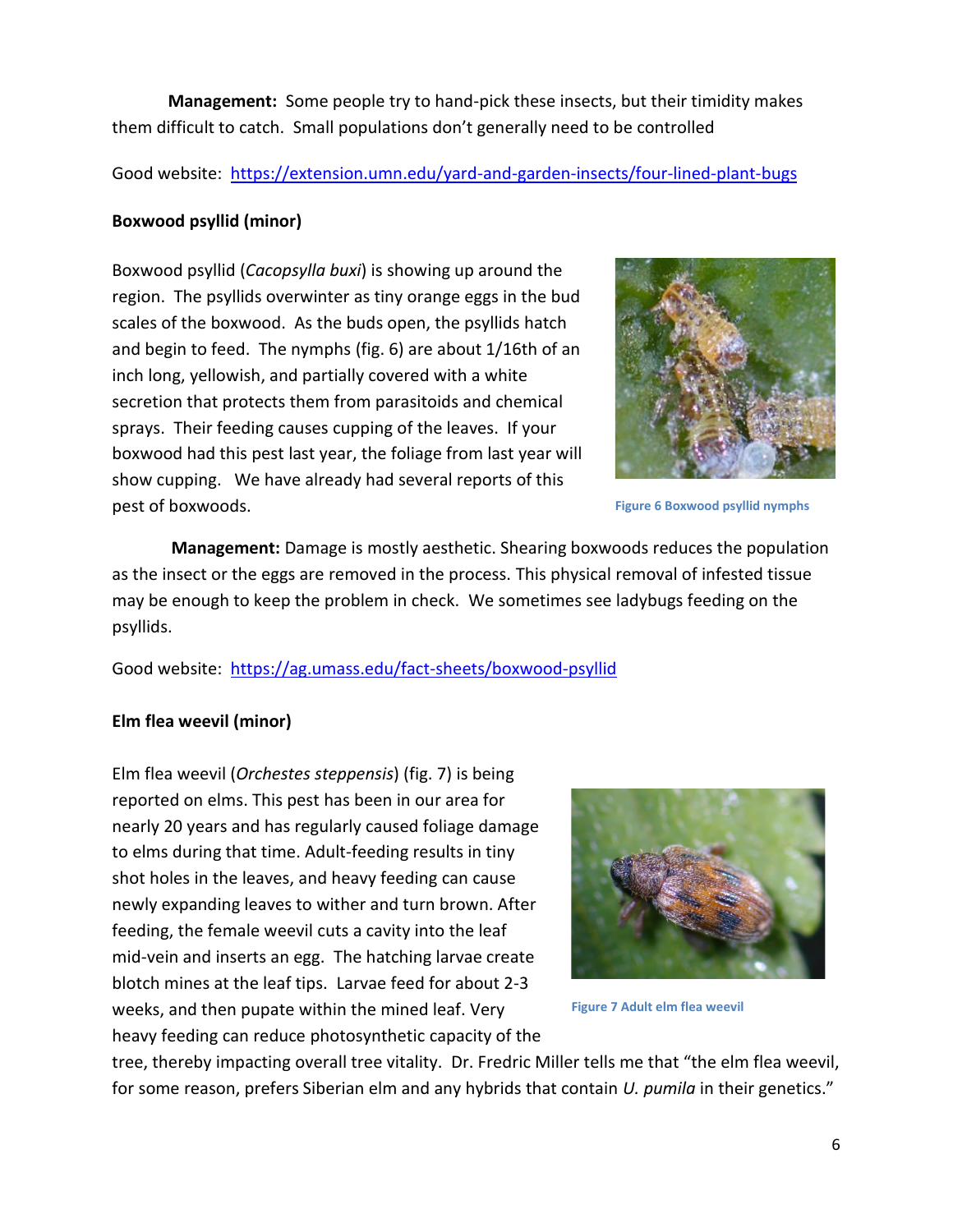**Management:** Some people try to hand-pick these insects, but their timidity makes them difficult to catch. Small populations don't generally need to be controlled

Good website: https://extension.umn.edu/yard-and-garden-insects/four-lined-plant-bugs

**Boxwood psyllid (minor)**

Boxwood psyllid (*Cacopsylla buxi*) is showing up around the region. The psyllids overwinter as tiny orange eggs in the bud scales of the boxwood. As the buds open, the psyllids hatch and begin to feed. The nymphs (fig. 6) are about 1/16th of an inch long, yellowish, and partially covered with a white secretion that protects them from parasitoids and chemical sprays. Their feeding causes cupping of the leaves. If your boxwood had this pest last year, the foliage from last year will show cupping. We have already had several reports of this pest of boxwoods.

Figure 6 Boxwood psyllid nymphs

**Management:** Damage is mostly aesthetic. Shearing boxwoods reduces the population as the insect or the eggs are removed in the process. This physical removal of infested tissue may be enough to keep the problem in check. We sometimes see ladybugs feeding on the psyllids.

Good website: https://ag.umass.edu/fact-sheets/boxwood-psyllid

**Elm flea weevil (minor)**

Elm flea weevil (*Orchestes steppensis*) (fig. 7) is being reported on elms. This pest has been in our area for nearly 20 years and has regularly caused foliage damage to elms during that time. Adult-feeding results in tiny shot holes in the leaves, and heavy feeding can cause newly expanding leaves to wither and turn brown. After feeding, the female weevil cuts a cavity into the leaf mid-vein and inserts an egg. The hatching larvae create blotch mines at the leaf tips. Larvae feed for about 2-3 weeks, and then pupate within the mined leaf. Very heavy feeding can reduce photosynthetic capacity of the tree, thereby impacting overall tree vitality. Dr. Fredric Miller tells me that "the elm flea weevil, for some reason, prefers Siberian elm and any hybrids that contain *U. pumila* in their genetics."

Figure 7 Adult elm flea weevil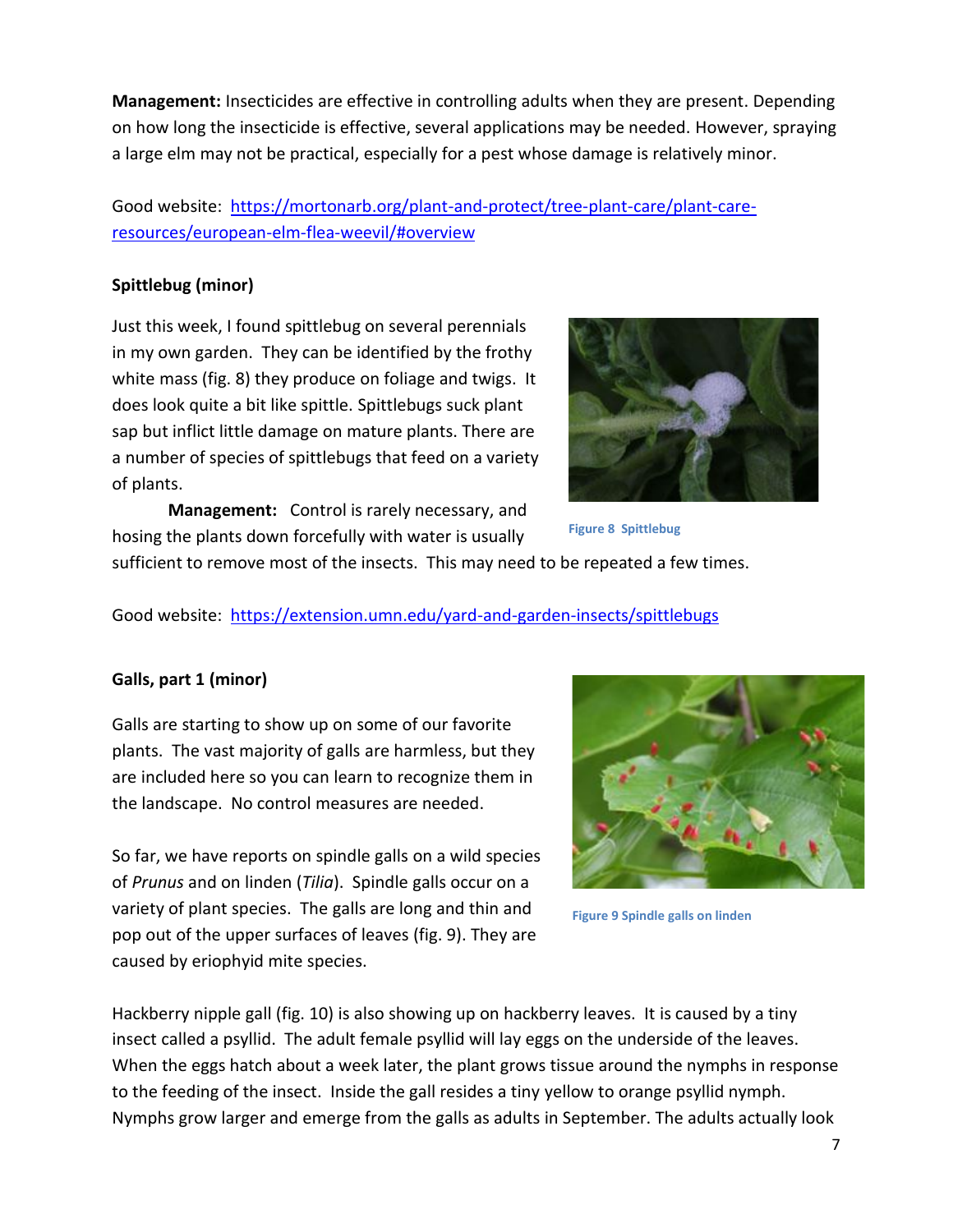**Management:** Insecticides are effective in controlling adults when they are present. Depending on how long the insecticide is effective, several applications may be needed. However, spraying a large elm may not be practical, especially for a pest whose damage is relatively minor.

Good website: https://mortonarb.org/plant-and-protect/tree-plant-care/plant-care-resources/european-elm-flea-weevil/#overview

**Spittlebug (minor)**

Just this week, I found spittlebug on several perennials in my own garden. They can be identified by the frothy white mass (fig. 8) they produce on foliage and twigs. It does look quite a bit like spittle. Spittlebugs suck plant sap but inflict little damage on mature plants. There are a number of species of spittlebugs that feed on a variety of plants.

**Management:** Control is rarely necessary, and hosing the plants down forcefully with water is usually sufficient to remove most of the insects. This may need to be repeated a few times.

Figure 8 Spittlebug

Good website: https://extension.umn.edu/yard-and-garden-insects/spittlebugs

**Galls, part 1 (minor)**

Galls are starting to show up on some of our favorite plants. The vast majority of galls are harmless, but they are included here so you can learn to recognize them in the landscape. No control measures are needed.

So far, we have reports on spindle galls on a wild species of *Prunus* and on linden (*Tilia*). Spindle galls occur on a variety of plant species. The galls are long and thin and pop out of the upper surfaces of leaves (fig. 9). They are caused by eriophyid mite species.

Figure 9 Spindle galls on linden

Hackberry nipple gall (fig. 10) is also showing up on hackberry leaves. It is caused by a tiny insect called a psyllid. The adult female psyllid will lay eggs on the underside of the leaves. When the eggs hatch about a week later, the plant grows tissue around the nymphs in response to the feeding of the insect. Inside the gall resides a tiny yellow to orange psyllid nymph. Nymphs grow larger and emerge from the galls as adults in September. The adults actually look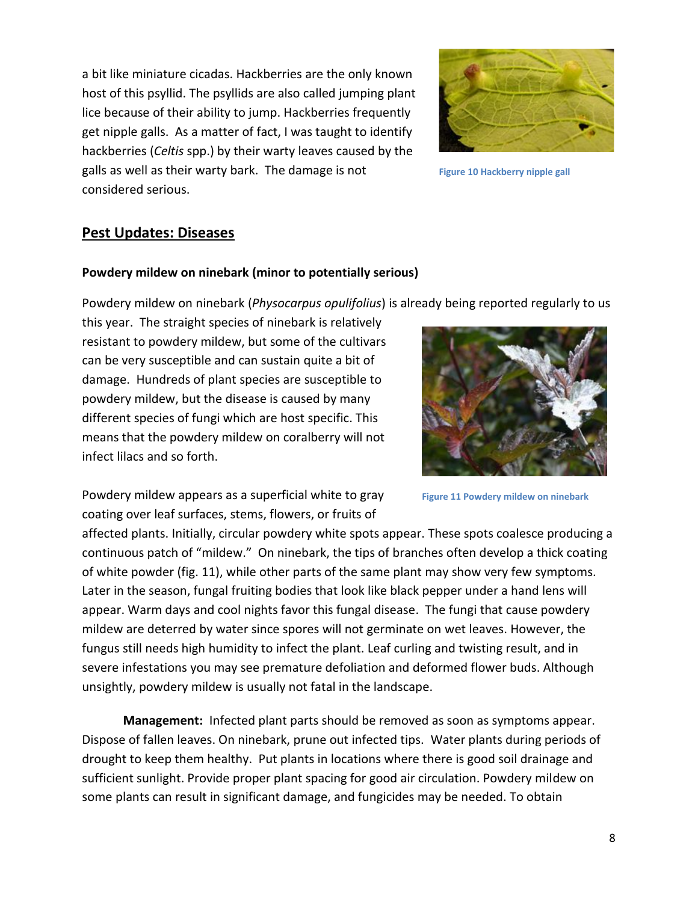a bit like miniature cicadas. Hackberries are the only known host of this psyllid. The psyllids are also called jumping plant lice because of their ability to jump. Hackberries frequently get nipple galls. As a matter of fact, I was taught to identify hackberries (*Celtis* spp.) by their warty leaves caused by the galls as well as their warty bark. The damage is not considered serious.

Figure 10 Hackberry nipple gall

## Pest Updates: Diseases

### Powdery mildew on ninebark (minor to potentially serious)

Powdery mildew on ninebark (*Physocarpus opulifolius*) is already being reported regularly to us this year. The straight species of ninebark is relatively resistant to powdery mildew, but some of the cultivars can be very susceptible and can sustain quite a bit of damage. Hundreds of plant species are susceptible to powdery mildew, but the disease is caused by many different species of fungi which are host specific. This means that the powdery mildew on coralberry will not infect lilacs and so forth.

Figure 11 Powdery mildew on ninebark

Powdery mildew appears as a superficial white to gray coating over leaf surfaces, stems, flowers, or fruits of affected plants. Initially, circular powdery white spots appear. These spots coalesce producing a continuous patch of "mildew." On ninebark, the tips of branches often develop a thick coating of white powder (fig. 11), while other parts of the same plant may show very few symptoms. Later in the season, fungal fruiting bodies that look like black pepper under a hand lens will appear. Warm days and cool nights favor this fungal disease. The fungi that cause powdery mildew are deterred by water since spores will not germinate on wet leaves. However, the fungus still needs high humidity to infect the plant. Leaf curling and twisting result, and in severe infestations you may see premature defoliation and deformed flower buds. Although unsightly, powdery mildew is usually not fatal in the landscape.

**Management:** Infected plant parts should be removed as soon as symptoms appear. Dispose of fallen leaves. On ninebark, prune out infected tips. Water plants during periods of drought to keep them healthy. Put plants in locations where there is good soil drainage and sufficient sunlight. Provide proper plant spacing for good air circulation. Powdery mildew on some plants can result in significant damage, and fungicides may be needed. To obtain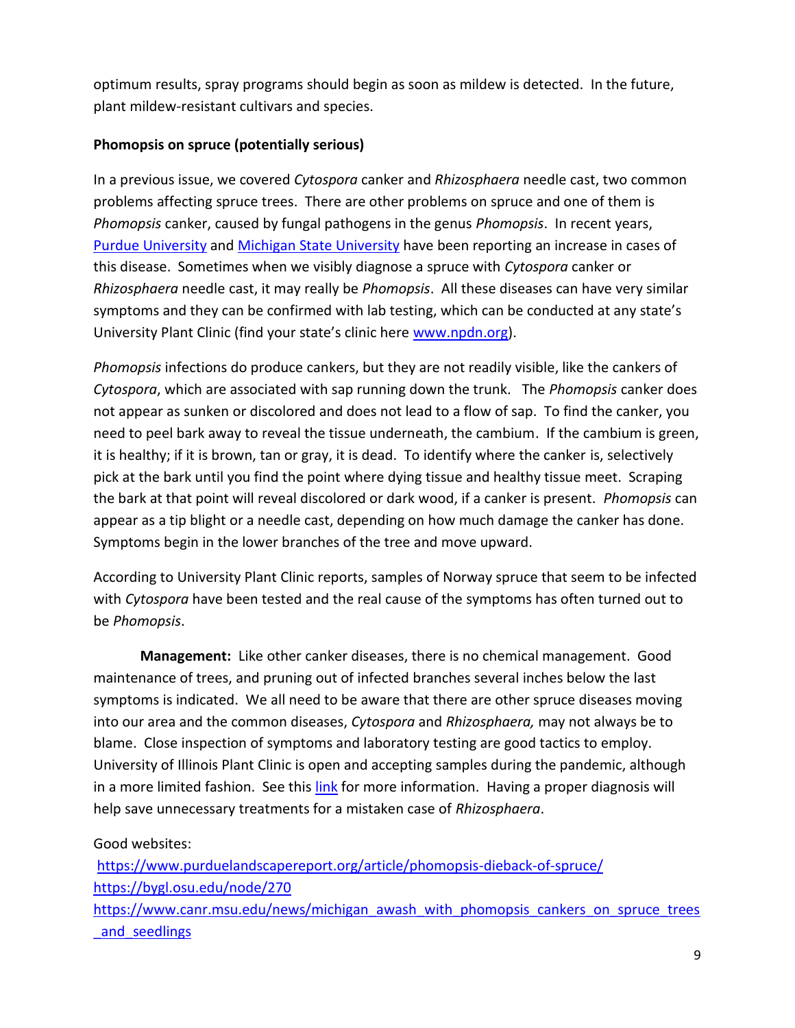optimum results, spray programs should begin as soon as mildew is detected. In the future, plant mildew-resistant cultivars and species.

**Phomopsis on spruce (potentially serious)**

In a previous issue, we covered *Cytospora* canker and *Rhizosphaera* needle cast, two common problems affecting spruce trees. There are other problems on spruce and one of them is *Phomopsis* canker, caused by fungal pathogens in the genus *Phomopsis*. In recent years, Purdue University and Michigan State University have been reporting an increase in cases of this disease. Sometimes when we visibly diagnose a spruce with *Cytospora* canker or *Rhizosphaera* needle cast, it may really be *Phomopsis*. All these diseases can have very similar symptoms and they can be confirmed with lab testing, which can be conducted at any state's University Plant Clinic (find your state's clinic here www.npdn.org).

*Phomopsis* infections do produce cankers, but they are not readily visible, like the cankers of *Cytospora*, which are associated with sap running down the trunk. The *Phomopsis* canker does not appear as sunken or discolored and does not lead to a flow of sap. To find the canker, you need to peel bark away to reveal the tissue underneath, the cambium. If the cambium is green, it is healthy; if it is brown, tan or gray, it is dead. To identify where the canker is, selectively pick at the bark until you find the point where dying tissue and healthy tissue meet. Scraping the bark at that point will reveal discolored or dark wood, if a canker is present. *Phomopsis* can appear as a tip blight or a needle cast, depending on how much damage the canker has done. Symptoms begin in the lower branches of the tree and move upward.

According to University Plant Clinic reports, samples of Norway spruce that seem to be infected with *Cytospora* have been tested and the real cause of the symptoms has often turned out to be *Phomopsis*.

**Management:** Like other canker diseases, there is no chemical management. Good maintenance of trees, and pruning out of infected branches several inches below the last symptoms is indicated. We all need to be aware that there are other spruce diseases moving into our area and the common diseases, *Cytospora* and *Rhizosphaera,* may not always be to blame. Close inspection of symptoms and laboratory testing are good tactics to employ. University of Illinois Plant Clinic is open and accepting samples during the pandemic, although in a more limited fashion. See this link for more information. Having a proper diagnosis will help save unnecessary treatments for a mistaken case of *Rhizosphaera*.

Good websites:

https://www.purduelandscapereport.org/article/phomopsis-dieback-of-spruce/
https://bygl.osu.edu/node/270
https://www.canr.msu.edu/news/michigan_awash_with_phomopsis_cankers_on_spruce_trees_and_seedlings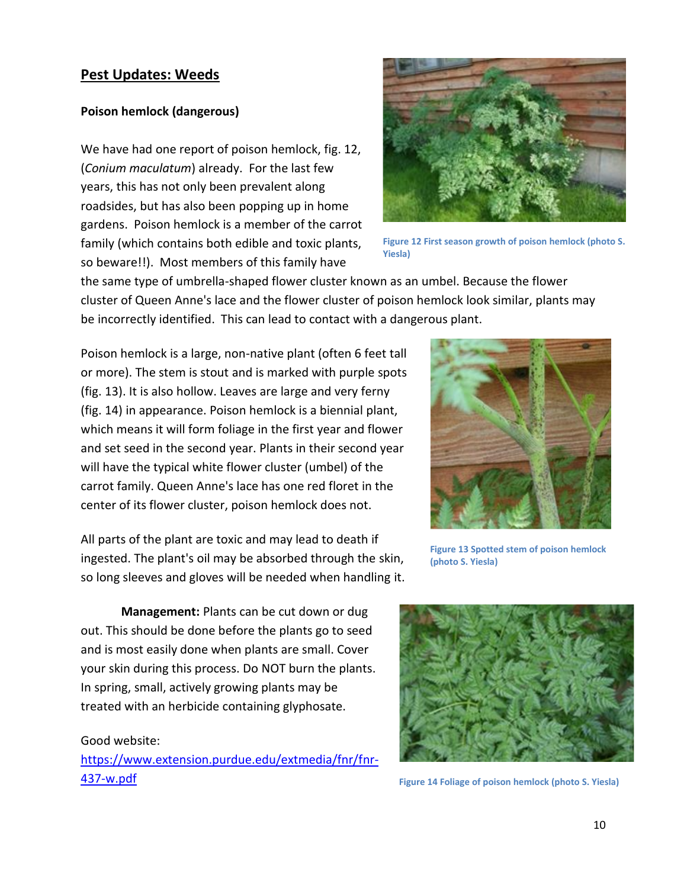## Pest Updates: Weeds

### Poison hemlock (dangerous)

We have had one report of poison hemlock, fig. 12, (*Conium maculatum*) already. For the last few years, this has not only been prevalent along roadsides, but has also been popping up in home gardens. Poison hemlock is a member of the carrot family (which contains both edible and toxic plants, so beware!!). Most members of this family have the same type of umbrella-shaped flower cluster known as an umbel. Because the flower cluster of Queen Anne's lace and the flower cluster of poison hemlock look similar, plants may be incorrectly identified. This can lead to contact with a dangerous plant.

Figure 12 First season growth of poison hemlock (photo S. Yiesla)

Poison hemlock is a large, non-native plant (often 6 feet tall or more). The stem is stout and is marked with purple spots (fig. 13). It is also hollow. Leaves are large and very ferny (fig. 14) in appearance. Poison hemlock is a biennial plant, which means it will form foliage in the first year and flower and set seed in the second year. Plants in their second year will have the typical white flower cluster (umbel) of the carrot family. Queen Anne's lace has one red floret in the center of its flower cluster, poison hemlock does not.

Figure 13 Spotted stem of poison hemlock (photo S. Yiesla)

All parts of the plant are toxic and may lead to death if ingested. The plant's oil may be absorbed through the skin, so long sleeves and gloves will be needed when handling it.

**Management:** Plants can be cut down or dug out. This should be done before the plants go to seed and is most easily done when plants are small. Cover your skin during this process. Do NOT burn the plants. In spring, small, actively growing plants may be treated with an herbicide containing glyphosate.

Good website:
[https://www.extension.purdue.edu/extmedia/fnr/fnr-437-w.pdf](https://www.extension.purdue.edu/extmedia/fnr/fnr-437-w.pdf)

Figure 14 Foliage of poison hemlock (photo S. Yiesla)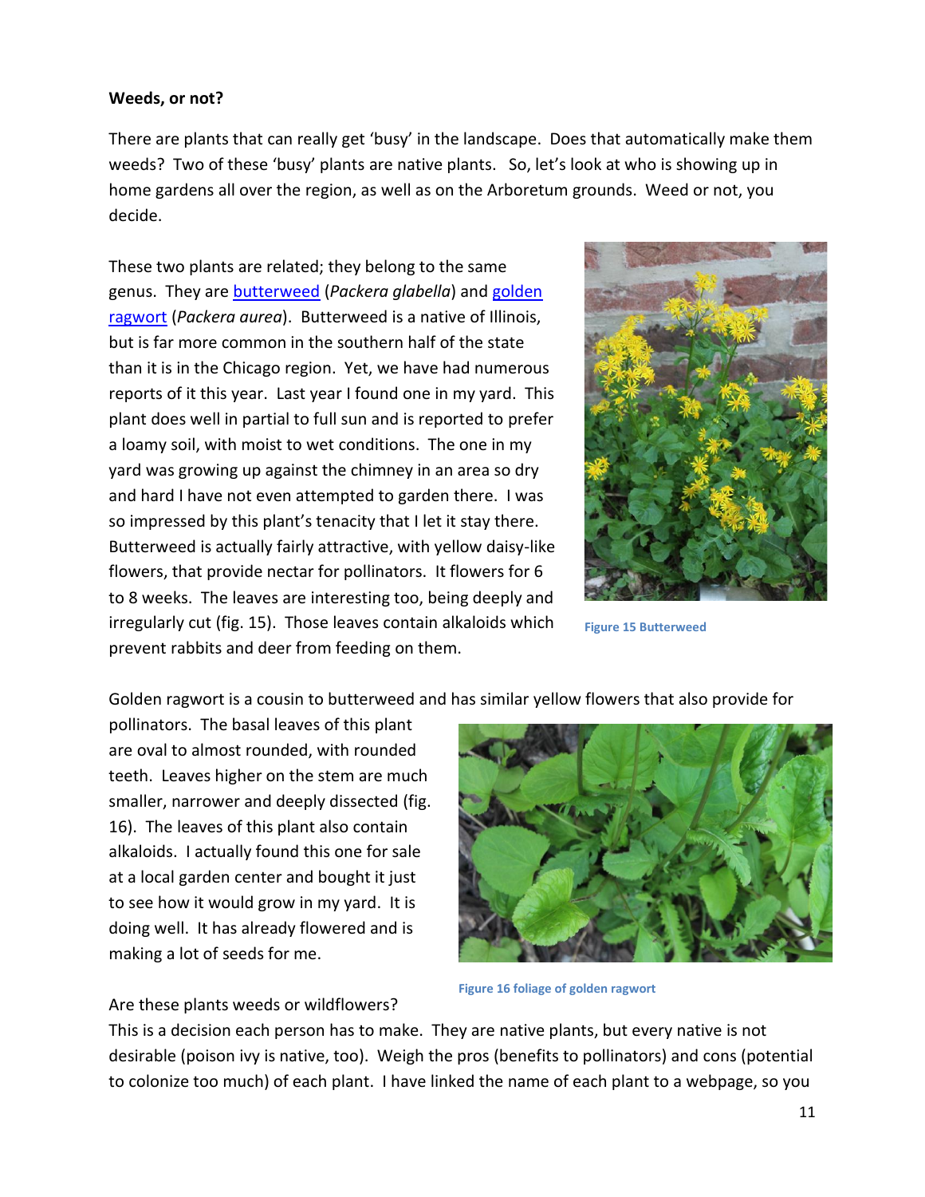**Weeds, or not?**

There are plants that can really get 'busy' in the landscape. Does that automatically make them weeds? Two of these 'busy' plants are native plants. So, let's look at who is showing up in home gardens all over the region, as well as on the Arboretum grounds. Weed or not, you decide.

These two plants are related; they belong to the same genus. They are butterweed (*Packera glabella*) and golden ragwort (*Packera aurea*). Butterweed is a native of Illinois, but is far more common in the southern half of the state than it is in the Chicago region. Yet, we have had numerous reports of it this year. Last year I found one in my yard. This plant does well in partial to full sun and is reported to prefer a loamy soil, with moist to wet conditions. The one in my yard was growing up against the chimney in an area so dry and hard I have not even attempted to garden there. I was so impressed by this plant's tenacity that I let it stay there. Butterweed is actually fairly attractive, with yellow daisy-like flowers, that provide nectar for pollinators. It flowers for 6 to 8 weeks. The leaves are interesting too, being deeply and irregularly cut (fig. 15). Those leaves contain alkaloids which prevent rabbits and deer from feeding on them.

Figure 15 Butterweed

Golden ragwort is a cousin to butterweed and has similar yellow flowers that also provide for pollinators. The basal leaves of this plant are oval to almost rounded, with rounded teeth. Leaves higher on the stem are much smaller, narrower and deeply dissected (fig. 16). The leaves of this plant also contain alkaloids. I actually found this one for sale at a local garden center and bought it just to see how it would grow in my yard. It is doing well. It has already flowered and is making a lot of seeds for me.

Figure 16 foliage of golden ragwort

Are these plants weeds or wildflowers?

This is a decision each person has to make. They are native plants, but every native is not desirable (poison ivy is native, too). Weigh the pros (benefits to pollinators) and cons (potential to colonize too much) of each plant. I have linked the name of each plant to a webpage, so you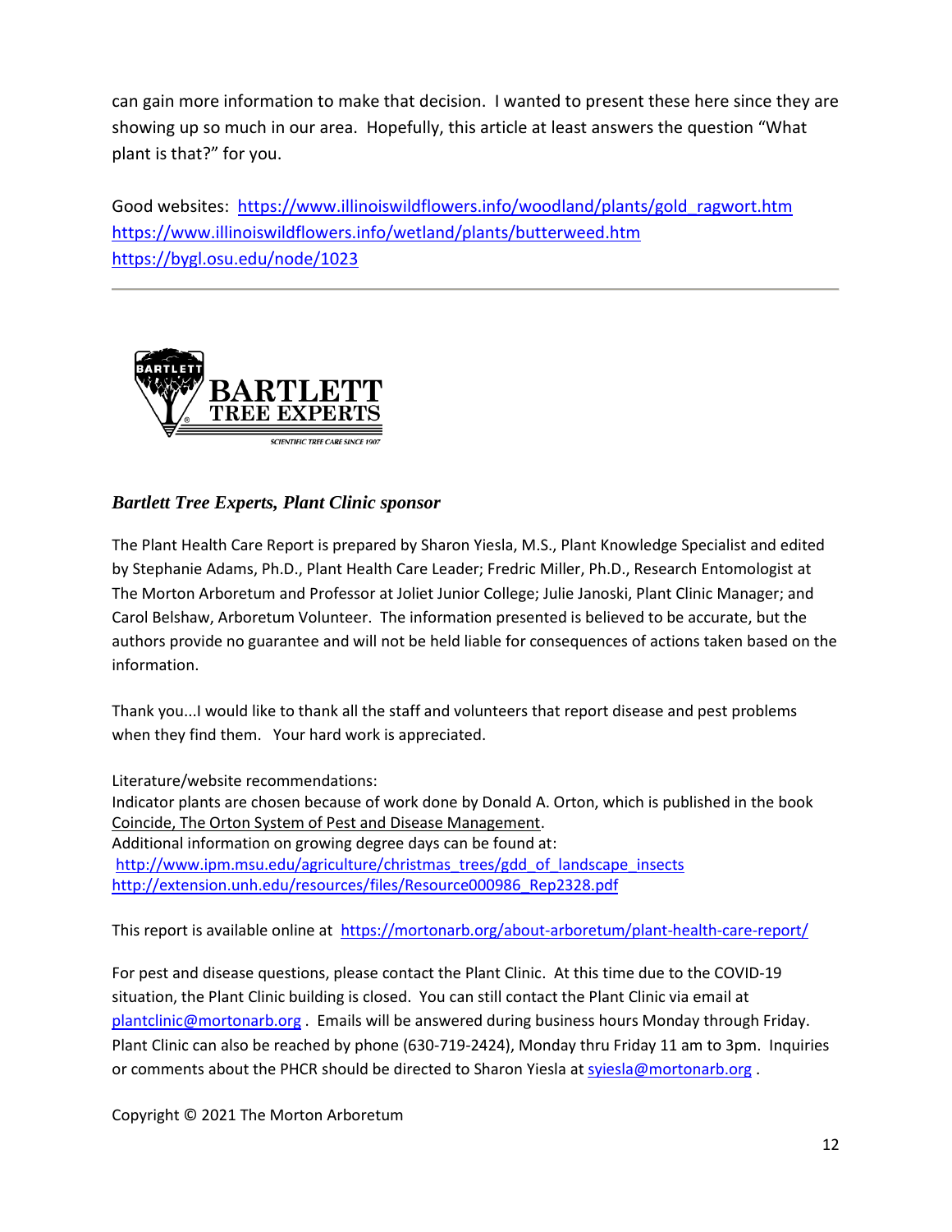can gain more information to make that decision. I wanted to present these here since they are showing up so much in our area. Hopefully, this article at least answers the question "What plant is that?" for you.

Good websites: https://www.illinoiswildflowers.info/woodland/plants/gold_ragwort.htm
https://www.illinoiswildflowers.info/wetland/plants/butterweed.htm
https://bygl.osu.edu/node/1023

---

BARTLETT TREE EXPERTS
SCIENTIFIC TREE CARE SINCE 1907

***Bartlett Tree Experts, Plant Clinic sponsor***

The Plant Health Care Report is prepared by Sharon Yiesla, M.S., Plant Knowledge Specialist and edited by Stephanie Adams, Ph.D., Plant Health Care Leader; Fredric Miller, Ph.D., Research Entomologist at The Morton Arboretum and Professor at Joliet Junior College; Julie Janoski, Plant Clinic Manager; and Carol Belshaw, Arboretum Volunteer. The information presented is believed to be accurate, but the authors provide no guarantee and will not be held liable for consequences of actions taken based on the information.

Thank you...I would like to thank all the staff and volunteers that report disease and pest problems when they find them. Your hard work is appreciated.

Literature/website recommendations:
Indicator plants are chosen because of work done by Donald A. Orton, which is published in the book Coincide, The Orton System of Pest and Disease Management.
Additional information on growing degree days can be found at:
http://www.ipm.msu.edu/agriculture/christmas_trees/gdd_of_landscape_insects
http://extension.unh.edu/resources/files/Resource000986_Rep2328.pdf

This report is available online at https://mortonarb.org/about-arboretum/plant-health-care-report/

For pest and disease questions, please contact the Plant Clinic. At this time due to the COVID-19 situation, the Plant Clinic building is closed. You can still contact the Plant Clinic via email at plantclinic@mortonarb.org . Emails will be answered during business hours Monday through Friday. Plant Clinic can also be reached by phone (630-719-2424), Monday thru Friday 11 am to 3pm. Inquiries or comments about the PHCR should be directed to Sharon Yiesla at syiesla@mortonarb.org .

Copyright © 2021 The Morton Arboretum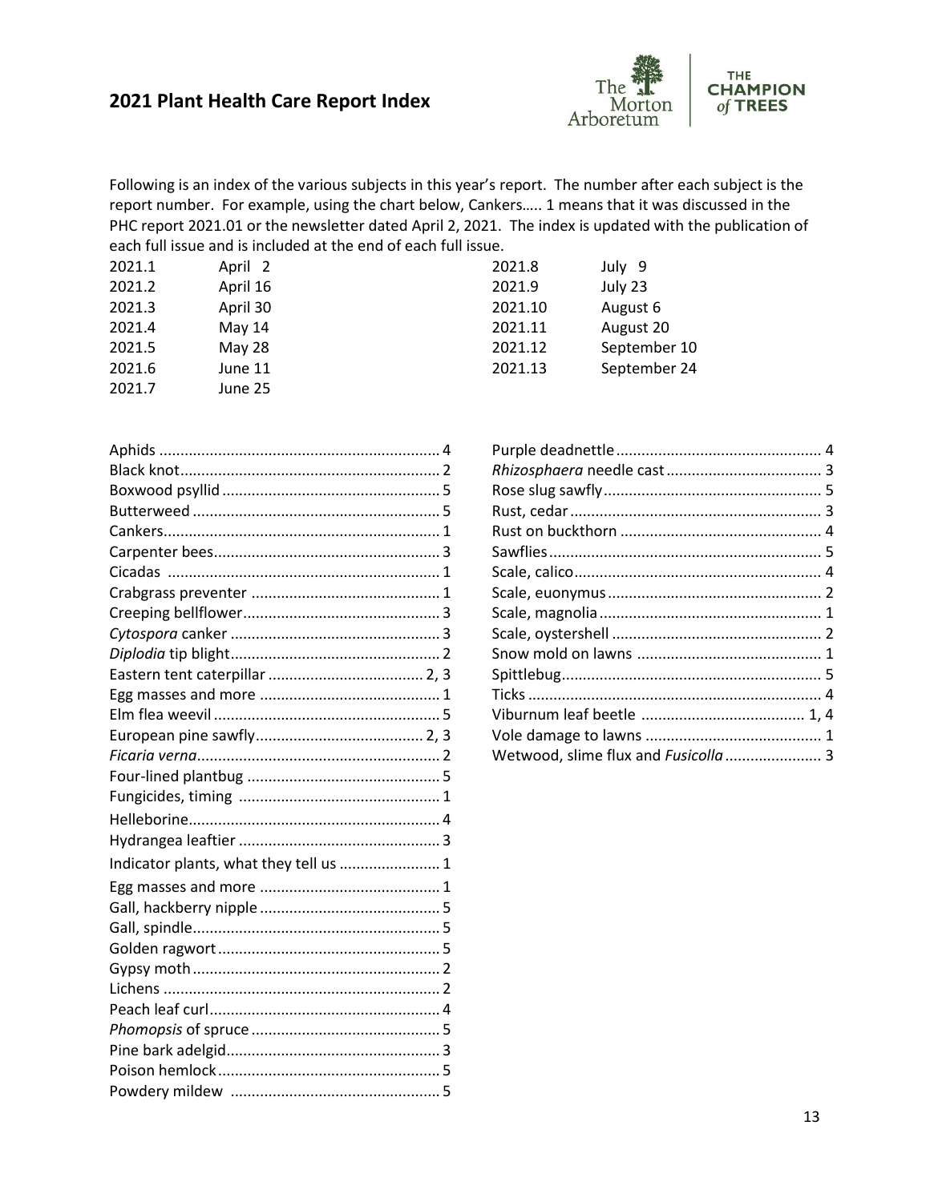# 2021 Plant Health Care Report Index

Following is an index of the various subjects in this year's report. The number after each subject is the report number. For example, using the chart below, Cankers….. 1 means that it was discussed in the PHC report 2021.01 or the newsletter dated April 2, 2021. The index is updated with the publication of each full issue and is included at the end of each full issue.

| | | | |
|---|---|---|---|
| 2021.1 | April 2 | 2021.8 | July 9 |
| 2021.2 | April 16 | 2021.9 | July 23 |
| 2021.3 | April 30 | 2021.10 | August 6 |
| 2021.4 | May 14 | 2021.11 | August 20 |
| 2021.5 | May 28 | 2021.12 | September 10 |
| 2021.6 | June 11 | 2021.13 | September 24 |
| 2021.7 | June 25 | | |

Aphids .......... 4
Black knot .......... 2
Boxwood psyllid .......... 5
Butterweed .......... 5
Cankers .......... 1
Carpenter bees .......... 3
Cicadas .......... 1
Crabgrass preventer .......... 1
Creeping bellflower .......... 3
*Cytospora* canker .......... 3
*Diplodia* tip blight .......... 2
Eastern tent caterpillar .......... 2, 3
Egg masses and more .......... 1
Elm flea weevil .......... 5
European pine sawfly .......... 2, 3
*Ficaria verna* .......... 2
Four-lined plantbug .......... 5
Fungicides, timing .......... 1
Helleborine .......... 4
Hydrangea leaftier .......... 3
Indicator plants, what they tell us .......... 1
Egg masses and more .......... 1
Gall, hackberry nipple .......... 5
Gall, spindle .......... 5
Golden ragwort .......... 5
Gypsy moth .......... 2
Lichens .......... 2
Peach leaf curl .......... 4
*Phomopsis* of spruce .......... 5
Pine bark adelgid .......... 3
Poison hemlock .......... 5
Powdery mildew .......... 5
Purple deadnettle .......... 4
*Rhizosphaera* needle cast .......... 3
Rose slug sawfly .......... 5
Rust, cedar .......... 3
Rust on buckthorn .......... 4
Sawflies .......... 5
Scale, calico .......... 4
Scale, euonymus .......... 2
Scale, magnolia .......... 1
Scale, oystershell .......... 2
Snow mold on lawns .......... 1
Spittlebug .......... 5
Ticks .......... 4
Viburnum leaf beetle .......... 1, 4
Vole damage to lawns .......... 1
Wetwood, slime flux and *Fusicolla* .......... 3